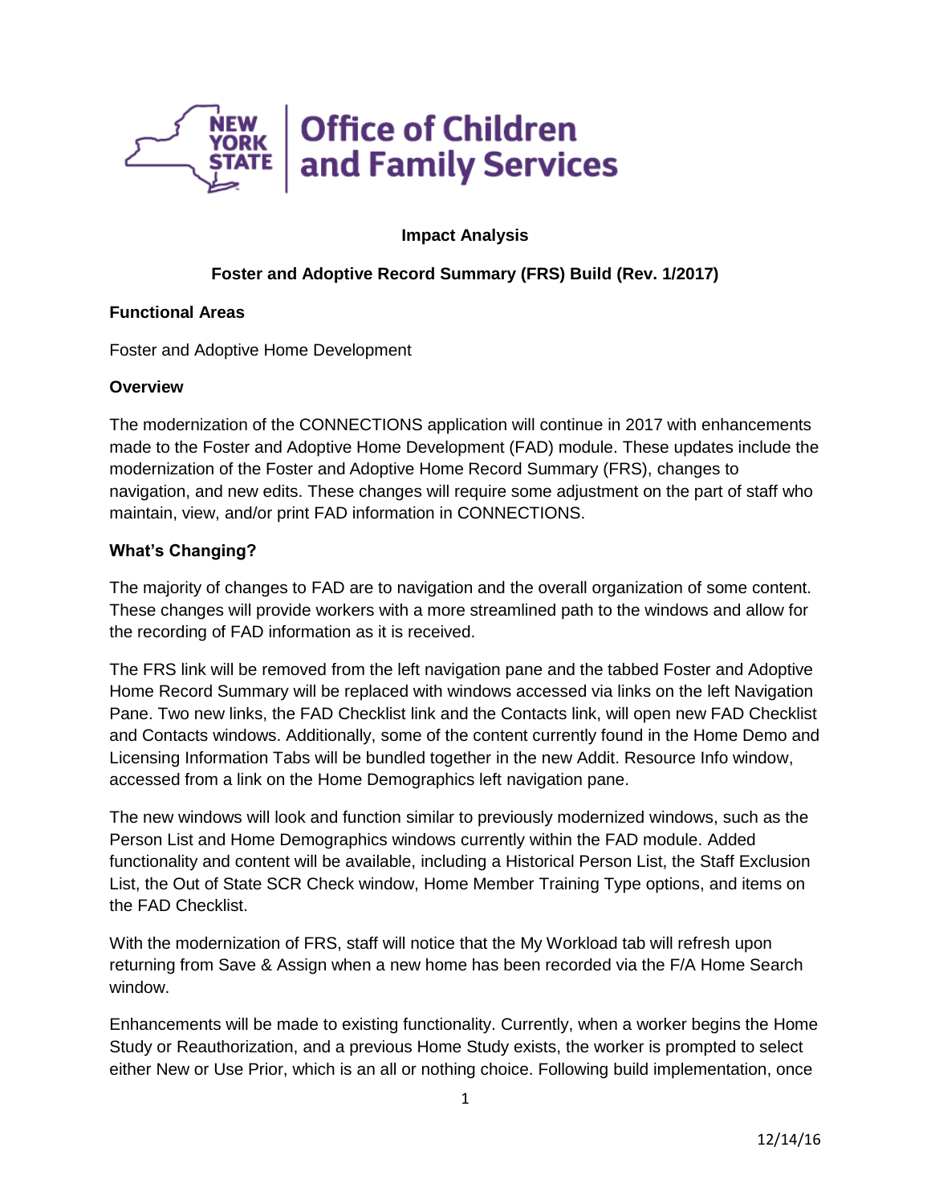**Impact Analysis**

**Foster and Adoptive Record Summary (FRS) Build (Rev. 1/2017)**

**Functional Areas**

Foster and Adoptive Home Development

**Overview**

The modernization of the CONNECTIONS application will continue in 2017 with enhancements made to the Foster and Adoptive Home Development (FAD) module. These updates include the modernization of the Foster and Adoptive Home Record Summary (FRS), changes to navigation, and new edits. These changes will require some adjustment on the part of staff who maintain, view, and/or print FAD information in CONNECTIONS.

**What's Changing?**

The majority of changes to FAD are to navigation and the overall organization of some content. These changes will provide workers with a more streamlined path to the windows and allow for the recording of FAD information as it is received.

The FRS link will be removed from the left navigation pane and the tabbed Foster and Adoptive Home Record Summary will be replaced with windows accessed via links on the left Navigation Pane. Two new links, the FAD Checklist link and the Contacts link, will open new FAD Checklist and Contacts windows. Additionally, some of the content currently found in the Home Demo and Licensing Information Tabs will be bundled together in the new Addit. Resource Info window, accessed from a link on the Home Demographics left navigation pane.

The new windows will look and function similar to previously modernized windows, such as the Person List and Home Demographics windows currently within the FAD module. Added functionality and content will be available, including a Historical Person List, the Staff Exclusion List, the Out of State SCR Check window, Home Member Training Type options, and items on the FAD Checklist.

With the modernization of FRS, staff will notice that the My Workload tab will refresh upon returning from Save & Assign when a new home has been recorded via the F/A Home Search window.

Enhancements will be made to existing functionality. Currently, when a worker begins the Home Study or Reauthorization, and a previous Home Study exists, the worker is prompted to select either New or Use Prior, which is an all or nothing choice. Following build implementation, once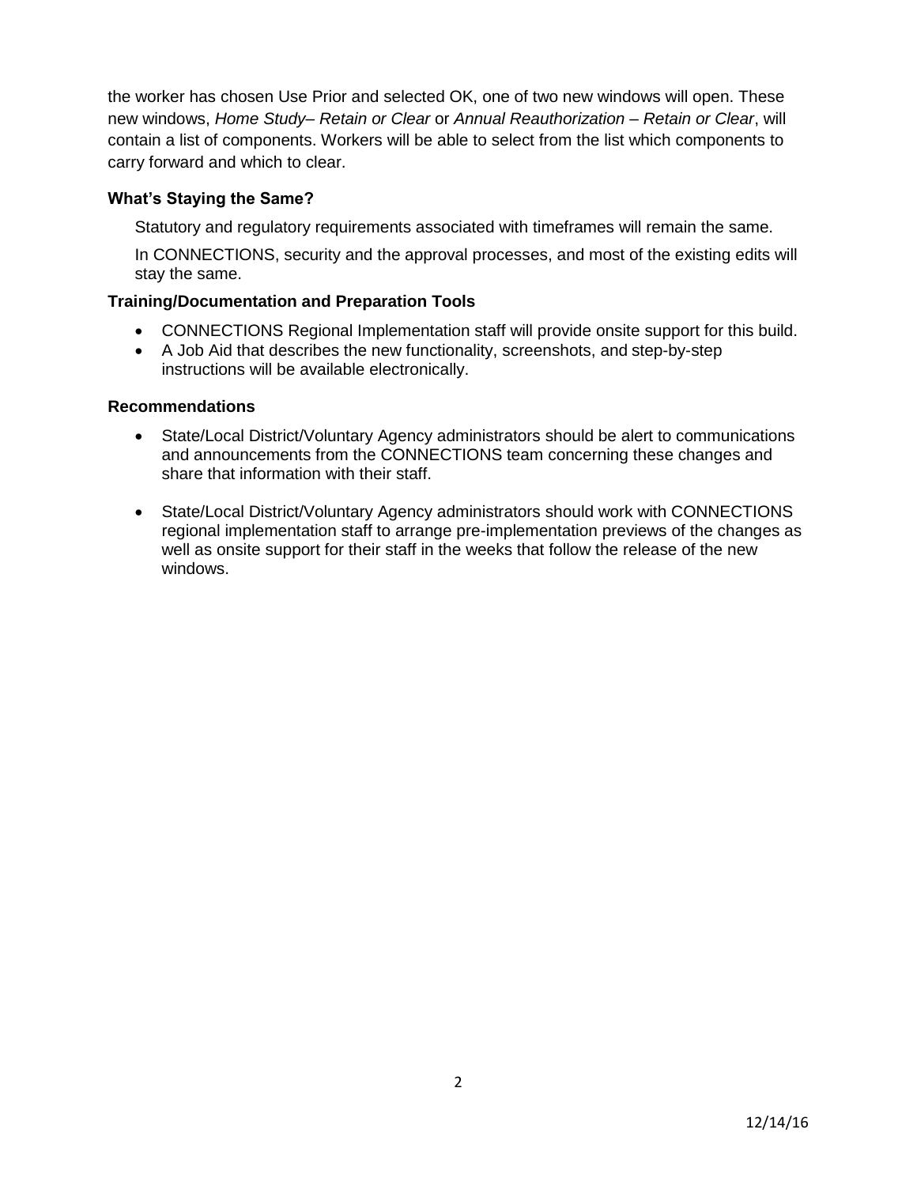the worker has chosen Use Prior and selected OK, one of two new windows will open. These new windows, *Home Study– Retain or Clear* or *Annual Reauthorization – Retain or Clear*, will contain a list of components. Workers will be able to select from the list which components to carry forward and which to clear.

### What's Staying the Same?

Statutory and regulatory requirements associated with timeframes will remain the same.

In CONNECTIONS, security and the approval processes, and most of the existing edits will stay the same.

### Training/Documentation and Preparation Tools

- CONNECTIONS Regional Implementation staff will provide onsite support for this build.
- A Job Aid that describes the new functionality, screenshots, and step-by-step instructions will be available electronically.

### Recommendations

- State/Local District/Voluntary Agency administrators should be alert to communications and announcements from the CONNECTIONS team concerning these changes and share that information with their staff.

- State/Local District/Voluntary Agency administrators should work with CONNECTIONS regional implementation staff to arrange pre-implementation previews of the changes as well as onsite support for their staff in the weeks that follow the release of the new windows.